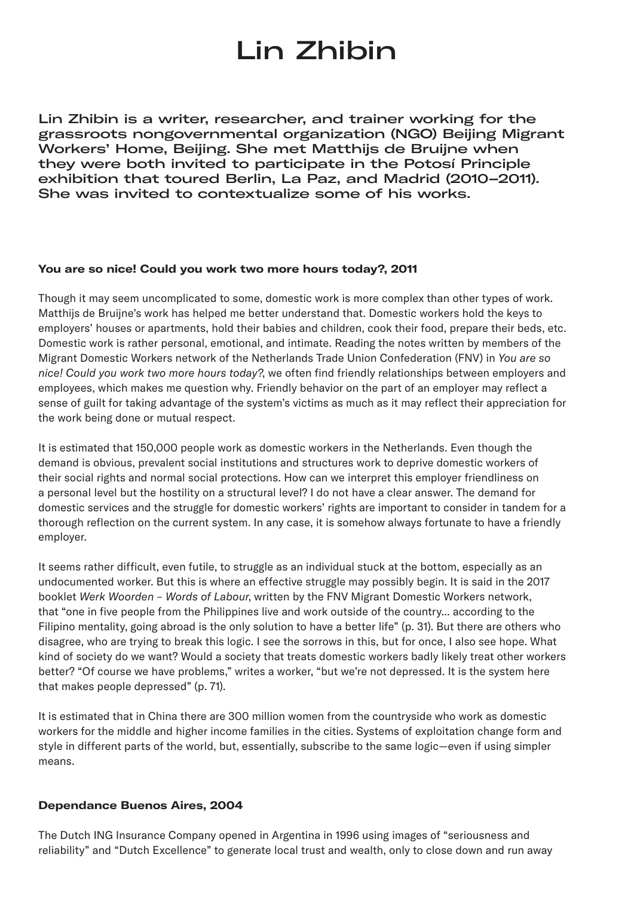# Lin Zhibin

**Lin Zhibin is a writer, researcher, and trainer working for the grassroots nongovernmental organization (NGO) Beijing Migrant Workers' Home, Beijing. She met Matthijs de Bruijne when they were both invited to participate in the Potosí Principle exhibition that toured Berlin, La Paz, and Madrid (2010–2011). She was invited to contextualize some of his works.**

### You are so nice! Could you work two more hours today?, 2011

Though it may seem uncomplicated to some, domestic work is more complex than other types of work. Matthijs de Bruijne's work has helped me better understand that. Domestic workers hold the keys to employers' houses or apartments, hold their babies and children, cook their food, prepare their beds, etc. Domestic work is rather personal, emotional, and intimate. Reading the notes written by members of the Migrant Domestic Workers network of the Netherlands Trade Union Confederation (FNV) in *You are so nice! Could you work two more hours today?*, we often find friendly relationships between employers and employees, which makes me question why. Friendly behavior on the part of an employer may reflect a sense of guilt for taking advantage of the system's victims as much as it may reflect their appreciation for the work being done or mutual respect.

It is estimated that 150,000 people work as domestic workers in the Netherlands. Even though the demand is obvious, prevalent social institutions and structures work to deprive domestic workers of their social rights and normal social protections. How can we interpret this employer friendliness on a personal level but the hostility on a structural level? I do not have a clear answer. The demand for domestic services and the struggle for domestic workers' rights are important to consider in tandem for a thorough reflection on the current system. In any case, it is somehow always fortunate to have a friendly employer.

It seems rather difficult, even futile, to struggle as an individual stuck at the bottom, especially as an undocumented worker. But this is where an effective struggle may possibly begin. It is said in the 2017 booklet *Werk Woorden – Words of Labour*, written by the FNV Migrant Domestic Workers network, that "one in five people from the Philippines live and work outside of the country… according to the Filipino mentality, going abroad is the only solution to have a better life" (p. 31). But there are others who disagree, who are trying to break this logic. I see the sorrows in this, but for once, I also see hope. What kind of society do we want? Would a society that treats domestic workers badly likely treat other workers better? "Of course we have problems," writes a worker, "but we're not depressed. It is the system here that makes people depressed" (p. 71).

It is estimated that in China there are 300 million women from the countryside who work as domestic workers for the middle and higher income families in the cities. Systems of exploitation change form and style in different parts of the world, but, essentially, subscribe to the same logic—even if using simpler means.

### Dependance Buenos Aires, 2004

The Dutch ING Insurance Company opened in Argentina in 1996 using images of "seriousness and reliability" and "Dutch Excellence" to generate local trust and wealth, only to close down and run away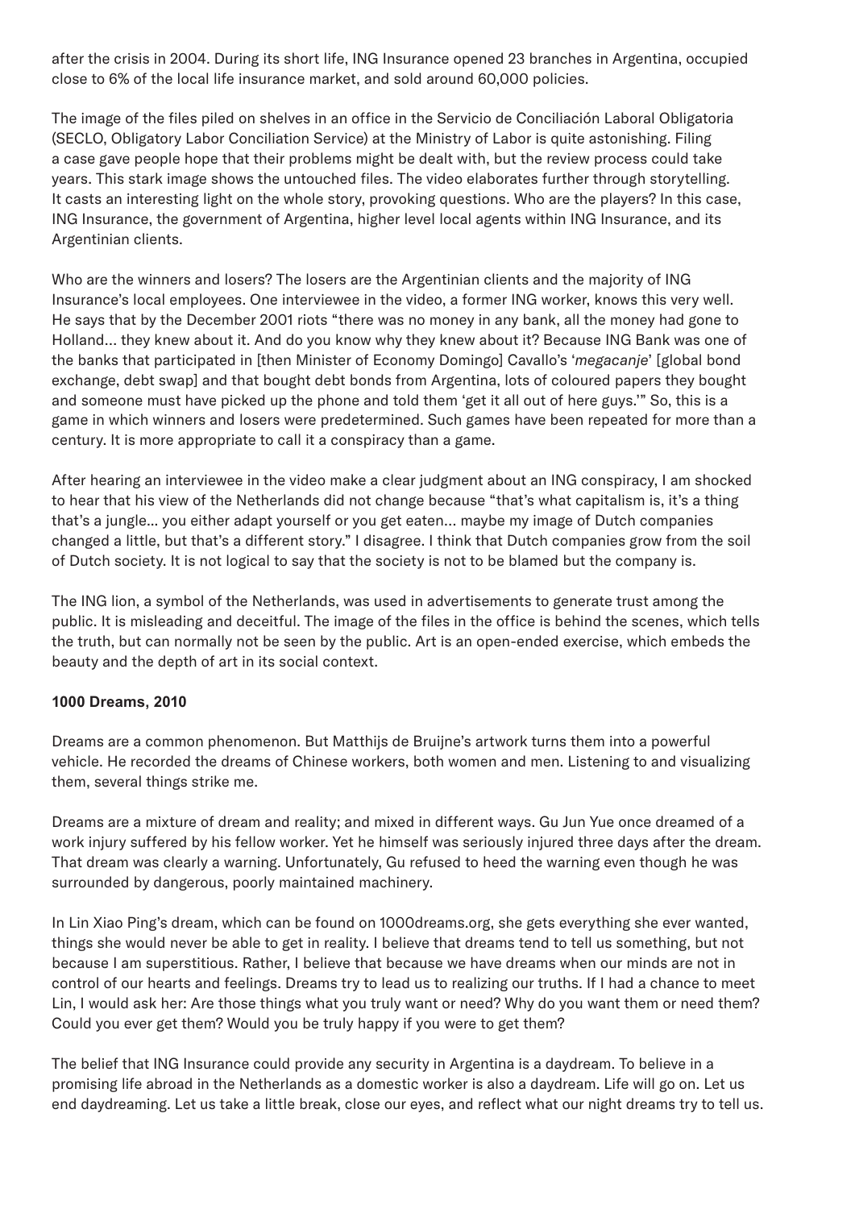after the crisis in 2004. During its short life, ING Insurance opened 23 branches in Argentina, occupied close to 6% of the local life insurance market, and sold around 60,000 policies.

The image of the files piled on shelves in an office in the Servicio de Conciliación Laboral Obligatoria (SECLO, Obligatory Labor Conciliation Service) at the Ministry of Labor is quite astonishing. Filing a case gave people hope that their problems might be dealt with, but the review process could take years. This stark image shows the untouched files. The video elaborates further through storytelling. It casts an interesting light on the whole story, provoking questions. Who are the players? In this case, ING Insurance, the government of Argentina, higher level local agents within ING Insurance, and its Argentinian clients.

Who are the winners and losers? The losers are the Argentinian clients and the majority of ING Insurance's local employees. One interviewee in the video, a former ING worker, knows this very well. He says that by the December 2001 riots "there was no money in any bank, all the money had gone to Holland… they knew about it. And do you know why they knew about it? Because ING Bank was one of the banks that participated in [then Minister of Economy Domingo] Cavallo's '*megacanje*' [global bond exchange, debt swap] and that bought debt bonds from Argentina, lots of coloured papers they bought and someone must have picked up the phone and told them 'get it all out of here guys.'" So, this is a game in which winners and losers were predetermined. Such games have been repeated for more than a century. It is more appropriate to call it a conspiracy than a game.

After hearing an interviewee in the video make a clear judgment about an ING conspiracy, I am shocked to hear that his view of the Netherlands did not change because "that's what capitalism is, it's a thing that's a jungle… you either adapt yourself or you get eaten… maybe my image of Dutch companies changed a little, but that's a different story." I disagree. I think that Dutch companies grow from the soil of Dutch society. It is not logical to say that the society is not to be blamed but the company is.

The ING lion, a symbol of the Netherlands, was used in advertisements to generate trust among the public. It is misleading and deceitful. The image of the files in the office is behind the scenes, which tells the truth, but can normally not be seen by the public. Art is an open-ended exercise, which embeds the beauty and the depth of art in its social context.

**1000 Dreams, 2010**

Dreams are a common phenomenon. But Matthijs de Bruijne's artwork turns them into a powerful vehicle. He recorded the dreams of Chinese workers, both women and men. Listening to and visualizing them, several things strike me.

Dreams are a mixture of dream and reality; and mixed in different ways. Gu Jun Yue once dreamed of a work injury suffered by his fellow worker. Yet he himself was seriously injured three days after the dream. That dream was clearly a warning. Unfortunately, Gu refused to heed the warning even though he was surrounded by dangerous, poorly maintained machinery.

In Lin Xiao Ping's dream, which can be found on 1000dreams.org, she gets everything she ever wanted, things she would never be able to get in reality. I believe that dreams tend to tell us something, but not because I am superstitious. Rather, I believe that because we have dreams when our minds are not in control of our hearts and feelings. Dreams try to lead us to realizing our truths. If I had a chance to meet Lin, I would ask her: Are those things what you truly want or need? Why do you want them or need them? Could you ever get them? Would you be truly happy if you were to get them?

The belief that ING Insurance could provide any security in Argentina is a daydream. To believe in a promising life abroad in the Netherlands as a domestic worker is also a daydream. Life will go on. Let us end daydreaming. Let us take a little break, close our eyes, and reflect what our night dreams try to tell us.